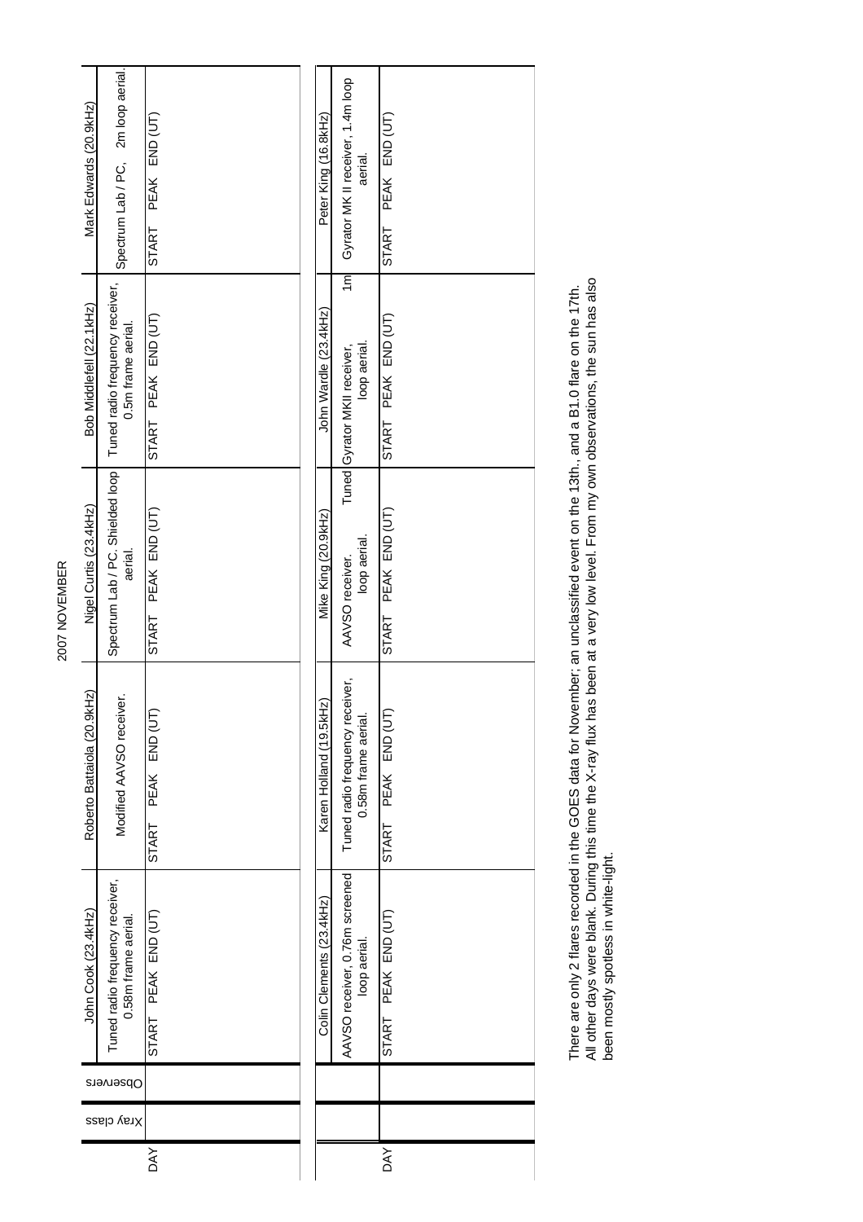# 2007 NOVEMBER

| DAY | Xray class | Observers | John Cook (23.4kHz) | Roberto Battaiola (20.9kHz) | Nigel Curtis (23.4kHz) | Bob Middlefell (22.1kHz) | Mark Edwards (20.9kHz) |
|---|---|---|---|---|---|---|---|
| | | | Tuned radio frequency receiver, 0.58m frame aerial. | Modified AAVSO receiver. | Spectrum Lab / PC. Shielded loop aerial. | Tuned radio frequency receiver, 0.5m frame aerial. | Spectrum Lab / PC, 2m loop aerial. |
| | | | START PEAK END (UT) | START PEAK END (UT) | START PEAK END (UT) | START PEAK END (UT) | START PEAK END (UT) |

| DAY | | | Colin Clements (23.4kHz) | Karen Holland (19.5kHz) | Mike King (20.9kHz) | John Wardle (23.4kHz) | Peter King (16.8kHz) |
|---|---|---|---|---|---|---|---|
| | | | AAVSO receiver, 0.76m screened loop aerial. | Tuned radio frequency receiver, 0.58m frame aerial. | AAVSO receiver. Tuned loop aerial. | Gyrator MKII receiver, 1m loop aerial. | Gyrator MK II receiver, 1.4m loop aerial. |
| | | | START PEAK END (UT) | START PEAK END (UT) | START PEAK END (UT) | START PEAK END (UT) | START PEAK END (UT) |

There are only 2 flares recorded in the GOES data for November; an unclassified event on the 13th., and a B1.0 flare on the 17th.
All other days were blank. During this time the X-ray flux has been at a very low level. From my own observations, the sun has also been mostly spotless in white-light.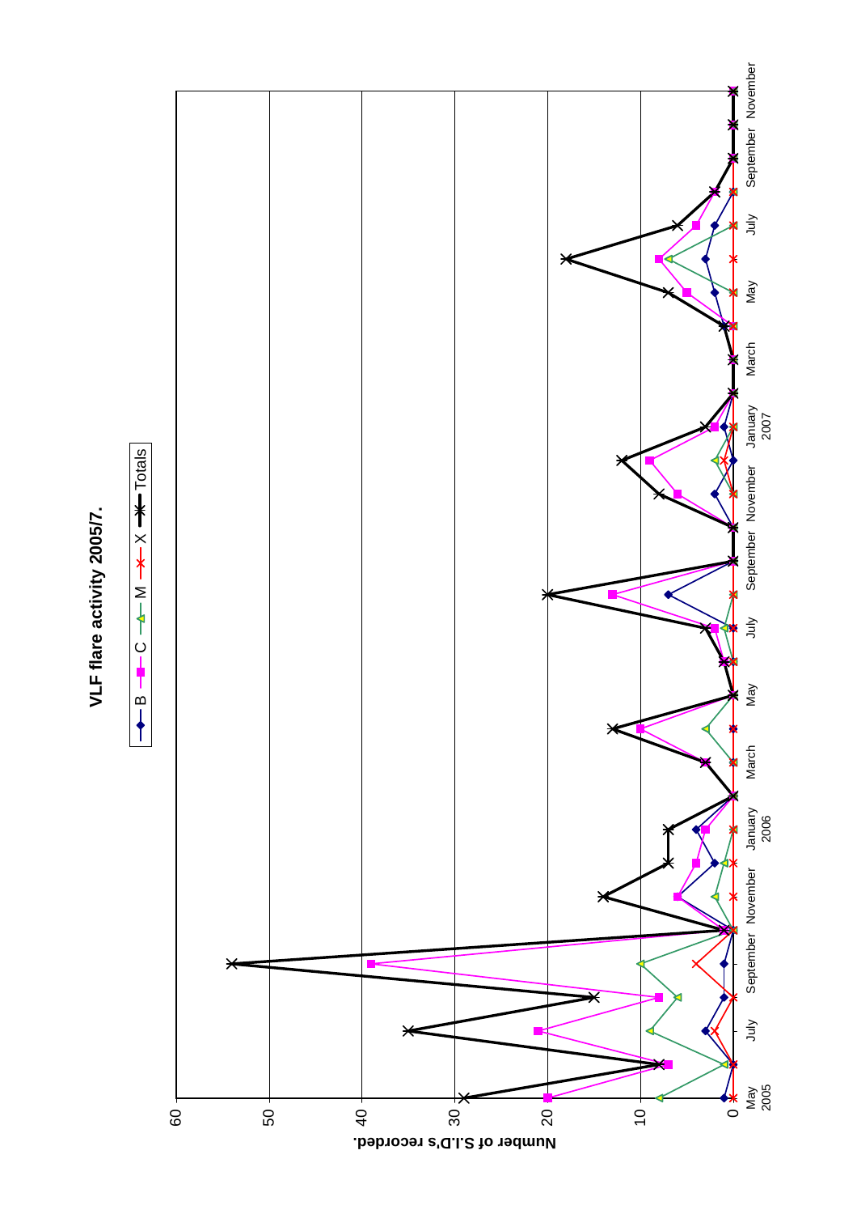**VLF flare activity 2005/7.**

B C M X Totals

Number of S.I.D's recorded.

0
10
20
30
40
50
60

May 2005
July
September
November
January 2006
March
May
July
September
November
January 2007
March
May
July
September
November